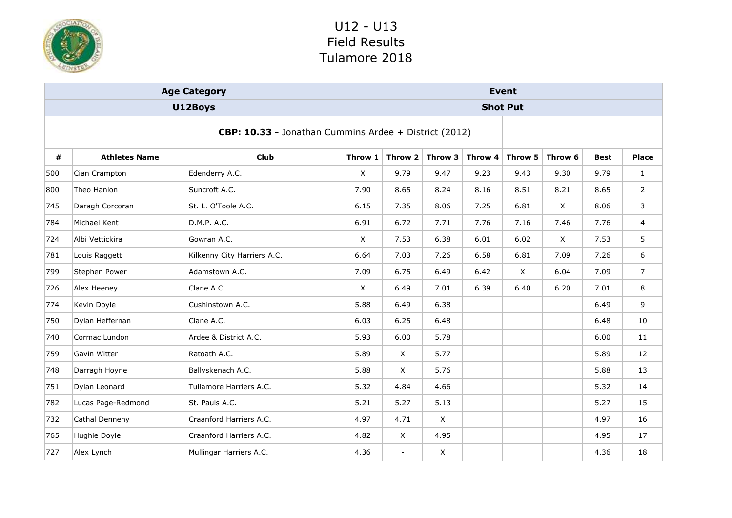# U12 - U13
# Field Results
# Tulamore 2018

| Age Category | | | Event | | | | | | |
|---|---|---|---|---|---|---|---|---|---|
| U12Boys | | | Shot Put | | | | | | |
| | | **CBP: 10.33 -** Jonathan Cummins Ardee + District (2012) | | | | | | | |
| **#** | **Athletes Name** | **Club** | **Throw 1** | **Throw 2** | **Throw 3** | **Throw 4** | **Throw 5** | **Throw 6** | **Best** | **Place** |
| 500 | Cian Crampton | Edenderry A.C. | X | 9.79 | 9.47 | 9.23 | 9.43 | 9.30 | 9.79 | 1 |
| 800 | Theo Hanlon | Suncroft A.C. | 7.90 | 8.65 | 8.24 | 8.16 | 8.51 | 8.21 | 8.65 | 2 |
| 745 | Daragh Corcoran | St. L. O'Toole A.C. | 6.15 | 7.35 | 8.06 | 7.25 | 6.81 | X | 8.06 | 3 |
| 784 | Michael Kent | D.M.P. A.C. | 6.91 | 6.72 | 7.71 | 7.76 | 7.16 | 7.46 | 7.76 | 4 |
| 724 | Albi Vettickira | Gowran A.C. | X | 7.53 | 6.38 | 6.01 | 6.02 | X | 7.53 | 5 |
| 781 | Louis Raggett | Kilkenny City Harriers A.C. | 6.64 | 7.03 | 7.26 | 6.58 | 6.81 | 7.09 | 7.26 | 6 |
| 799 | Stephen Power | Adamstown A.C. | 7.09 | 6.75 | 6.49 | 6.42 | X | 6.04 | 7.09 | 7 |
| 726 | Alex Heeney | Clane A.C. | X | 6.49 | 7.01 | 6.39 | 6.40 | 6.20 | 7.01 | 8 |
| 774 | Kevin Doyle | Cushinstown A.C. | 5.88 | 6.49 | 6.38 | | | | 6.49 | 9 |
| 750 | Dylan Heffernan | Clane A.C. | 6.03 | 6.25 | 6.48 | | | | 6.48 | 10 |
| 740 | Cormac Lundon | Ardee & District A.C. | 5.93 | 6.00 | 5.78 | | | | 6.00 | 11 |
| 759 | Gavin Witter | Ratoath A.C. | 5.89 | X | 5.77 | | | | 5.89 | 12 |
| 748 | Darragh Hoyne | Ballyskenach A.C. | 5.88 | X | 5.76 | | | | 5.88 | 13 |
| 751 | Dylan Leonard | Tullamore Harriers A.C. | 5.32 | 4.84 | 4.66 | | | | 5.32 | 14 |
| 782 | Lucas Page-Redmond | St. Pauls A.C. | 5.21 | 5.27 | 5.13 | | | | 5.27 | 15 |
| 732 | Cathal Denneny | Craanford Harriers A.C. | 4.97 | 4.71 | X | | | | 4.97 | 16 |
| 765 | Hughie Doyle | Craanford Harriers A.C. | 4.82 | X | 4.95 | | | | 4.95 | 17 |
| 727 | Alex Lynch | Mullingar Harriers A.C. | 4.36 | - | X | | | | 4.36 | 18 |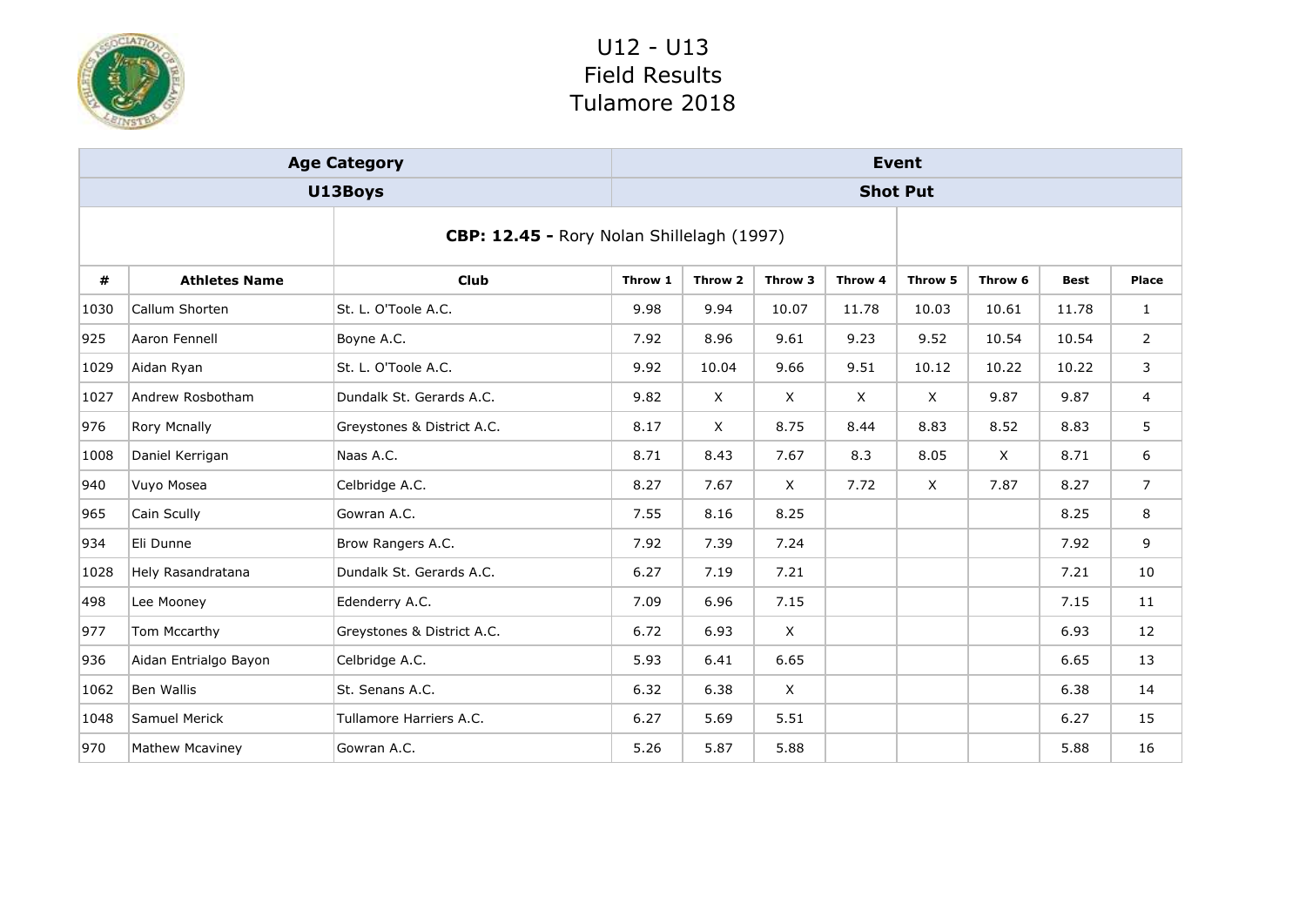# U12 - U13
# Field Results
# Tulamore 2018

| Age Category | | | Event | | | | | | | |
|---|---|---|---|---|---|---|---|---|---|---|
| U13Boys | | | Shot Put | | | | | | | |
| | | **CBP: 12.45 -** Rory Nolan Shillelagh (1997) | | | | | | | | |
| **#** | **Athletes Name** | **Club** | **Throw 1** | **Throw 2** | **Throw 3** | **Throw 4** | **Throw 5** | **Throw 6** | **Best** | **Place** |
| 1030 | Callum Shorten | St. L. O'Toole A.C. | 9.98 | 9.94 | 10.07 | 11.78 | 10.03 | 10.61 | 11.78 | 1 |
| 925 | Aaron Fennell | Boyne A.C. | 7.92 | 8.96 | 9.61 | 9.23 | 9.52 | 10.54 | 10.54 | 2 |
| 1029 | Aidan Ryan | St. L. O'Toole A.C. | 9.92 | 10.04 | 9.66 | 9.51 | 10.12 | 10.22 | 10.22 | 3 |
| 1027 | Andrew Rosbotham | Dundalk St. Gerards A.C. | 9.82 | X | X | X | X | 9.87 | 9.87 | 4 |
| 976 | Rory Mcnally | Greystones & District A.C. | 8.17 | X | 8.75 | 8.44 | 8.83 | 8.52 | 8.83 | 5 |
| 1008 | Daniel Kerrigan | Naas A.C. | 8.71 | 8.43 | 7.67 | 8.3 | 8.05 | X | 8.71 | 6 |
| 940 | Vuyo Mosea | Celbridge A.C. | 8.27 | 7.67 | X | 7.72 | X | 7.87 | 8.27 | 7 |
| 965 | Cain Scully | Gowran A.C. | 7.55 | 8.16 | 8.25 | | | | 8.25 | 8 |
| 934 | Eli Dunne | Brow Rangers A.C. | 7.92 | 7.39 | 7.24 | | | | 7.92 | 9 |
| 1028 | Hely Rasandratana | Dundalk St. Gerards A.C. | 6.27 | 7.19 | 7.21 | | | | 7.21 | 10 |
| 498 | Lee Mooney | Edenderry A.C. | 7.09 | 6.96 | 7.15 | | | | 7.15 | 11 |
| 977 | Tom Mccarthy | Greystones & District A.C. | 6.72 | 6.93 | X | | | | 6.93 | 12 |
| 936 | Aidan Entrialgo Bayon | Celbridge A.C. | 5.93 | 6.41 | 6.65 | | | | 6.65 | 13 |
| 1062 | Ben Wallis | St. Senans A.C. | 6.32 | 6.38 | X | | | | 6.38 | 14 |
| 1048 | Samuel Merick | Tullamore Harriers A.C. | 6.27 | 5.69 | 5.51 | | | | 6.27 | 15 |
| 970 | Mathew Mcaviney | Gowran A.C. | 5.26 | 5.87 | 5.88 | | | | 5.88 | 16 |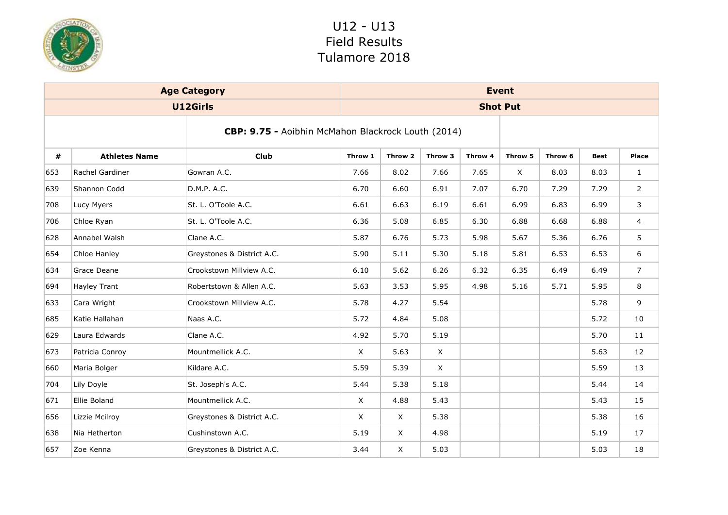# U12 - U13
# Field Results
# Tulamore 2018

| Age Category | | | Event | | | | | | | |
|---|---|---|---|---|---|---|---|---|---|---|
| U12Girls | | | Shot Put | | | | | | | |
| | | **CBP: 9.75 -** Aoibhin McMahon Blackrock Louth (2014) | | | | | | | | |
| **#** | **Athletes Name** | **Club** | **Throw 1** | **Throw 2** | **Throw 3** | **Throw 4** | **Throw 5** | **Throw 6** | **Best** | **Place** |
| 653 | Rachel Gardiner | Gowran A.C. | 7.66 | 8.02 | 7.66 | 7.65 | X | 8.03 | 8.03 | 1 |
| 639 | Shannon Codd | D.M.P. A.C. | 6.70 | 6.60 | 6.91 | 7.07 | 6.70 | 7.29 | 7.29 | 2 |
| 708 | Lucy Myers | St. L. O'Toole A.C. | 6.61 | 6.63 | 6.19 | 6.61 | 6.99 | 6.83 | 6.99 | 3 |
| 706 | Chloe Ryan | St. L. O'Toole A.C. | 6.36 | 5.08 | 6.85 | 6.30 | 6.88 | 6.68 | 6.88 | 4 |
| 628 | Annabel Walsh | Clane A.C. | 5.87 | 6.76 | 5.73 | 5.98 | 5.67 | 5.36 | 6.76 | 5 |
| 654 | Chloe Hanley | Greystones & District A.C. | 5.90 | 5.11 | 5.30 | 5.18 | 5.81 | 6.53 | 6.53 | 6 |
| 634 | Grace Deane | Crookstown Millview A.C. | 6.10 | 5.62 | 6.26 | 6.32 | 6.35 | 6.49 | 6.49 | 7 |
| 694 | Hayley Trant | Robertstown & Allen A.C. | 5.63 | 3.53 | 5.95 | 4.98 | 5.16 | 5.71 | 5.95 | 8 |
| 633 | Cara Wright | Crookstown Millview A.C. | 5.78 | 4.27 | 5.54 | | | | 5.78 | 9 |
| 685 | Katie Hallahan | Naas A.C. | 5.72 | 4.84 | 5.08 | | | | 5.72 | 10 |
| 629 | Laura Edwards | Clane A.C. | 4.92 | 5.70 | 5.19 | | | | 5.70 | 11 |
| 673 | Patricia Conroy | Mountmellick A.C. | X | 5.63 | X | | | | 5.63 | 12 |
| 660 | Maria Bolger | Kildare A.C. | 5.59 | 5.39 | X | | | | 5.59 | 13 |
| 704 | Lily Doyle | St. Joseph's A.C. | 5.44 | 5.38 | 5.18 | | | | 5.44 | 14 |
| 671 | Ellie Boland | Mountmellick A.C. | X | 4.88 | 5.43 | | | | 5.43 | 15 |
| 656 | Lizzie Mcilroy | Greystones & District A.C. | X | X | 5.38 | | | | 5.38 | 16 |
| 638 | Nia Hetherton | Cushinstown A.C. | 5.19 | X | 4.98 | | | | 5.19 | 17 |
| 657 | Zoe Kenna | Greystones & District A.C. | 3.44 | X | 5.03 | | | | 5.03 | 18 |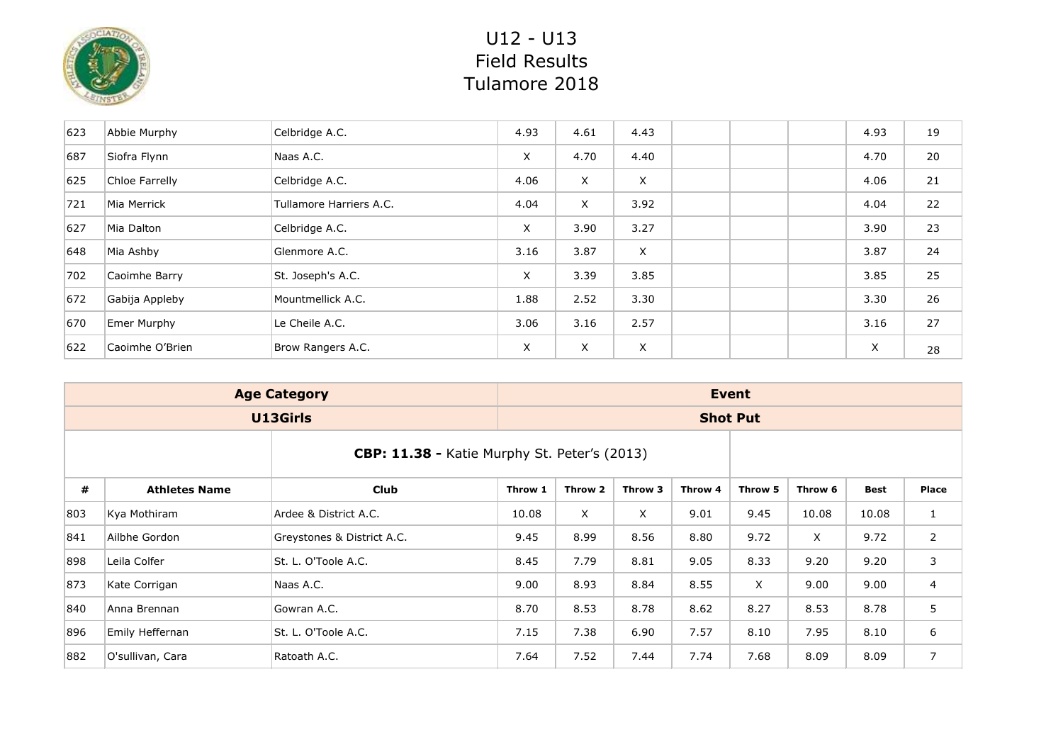# U12 - U13
# Field Results
# Tulamore 2018

| | | | | | | | | | | |
|---|---|---|---|---|---|---|---|---|---|---|
| 623 | Abbie Murphy | Celbridge A.C. | 4.93 | 4.61 | 4.43 | | | | 4.93 | 19 |
| 687 | Siofra Flynn | Naas A.C. | X | 4.70 | 4.40 | | | | 4.70 | 20 |
| 625 | Chloe Farrelly | Celbridge A.C. | 4.06 | X | X | | | | 4.06 | 21 |
| 721 | Mia Merrick | Tullamore Harriers A.C. | 4.04 | X | 3.92 | | | | 4.04 | 22 |
| 627 | Mia Dalton | Celbridge A.C. | X | 3.90 | 3.27 | | | | 3.90 | 23 |
| 648 | Mia Ashby | Glenmore A.C. | 3.16 | 3.87 | X | | | | 3.87 | 24 |
| 702 | Caoimhe Barry | St. Joseph's A.C. | X | 3.39 | 3.85 | | | | 3.85 | 25 |
| 672 | Gabija Appleby | Mountmellick A.C. | 1.88 | 2.52 | 3.30 | | | | 3.30 | 26 |
| 670 | Emer Murphy | Le Cheile A.C. | 3.06 | 3.16 | 2.57 | | | | 3.16 | 27 |
| 622 | Caoimhe O'Brien | Brow Rangers A.C. | X | X | X | | | | X | 28 |

| **Age Category** | | | **Event** | | | | | | | |
|---|---|---|---|---|---|---|---|---|---|---|
| **U13Girls** | | | **Shot Put** | | | | | | | |
| | | **CBP: 11.38 -** Katie Murphy St. Peter's (2013) | | | | | | | | |
| **#** | **Athletes Name** | **Club** | **Throw 1** | **Throw 2** | **Throw 3** | **Throw 4** | **Throw 5** | **Throw 6** | **Best** | **Place** |
| 803 | Kya Mothiram | Ardee & District A.C. | 10.08 | X | X | 9.01 | 9.45 | 10.08 | 10.08 | 1 |
| 841 | Ailbhe Gordon | Greystones & District A.C. | 9.45 | 8.99 | 8.56 | 8.80 | 9.72 | X | 9.72 | 2 |
| 898 | Leila Colfer | St. L. O'Toole A.C. | 8.45 | 7.79 | 8.81 | 9.05 | 8.33 | 9.20 | 9.20 | 3 |
| 873 | Kate Corrigan | Naas A.C. | 9.00 | 8.93 | 8.84 | 8.55 | X | 9.00 | 9.00 | 4 |
| 840 | Anna Brennan | Gowran A.C. | 8.70 | 8.53 | 8.78 | 8.62 | 8.27 | 8.53 | 8.78 | 5 |
| 896 | Emily Heffernan | St. L. O'Toole A.C. | 7.15 | 7.38 | 6.90 | 7.57 | 8.10 | 7.95 | 8.10 | 6 |
| 882 | O'sullivan, Cara | Ratoath A.C. | 7.64 | 7.52 | 7.44 | 7.74 | 7.68 | 8.09 | 8.09 | 7 |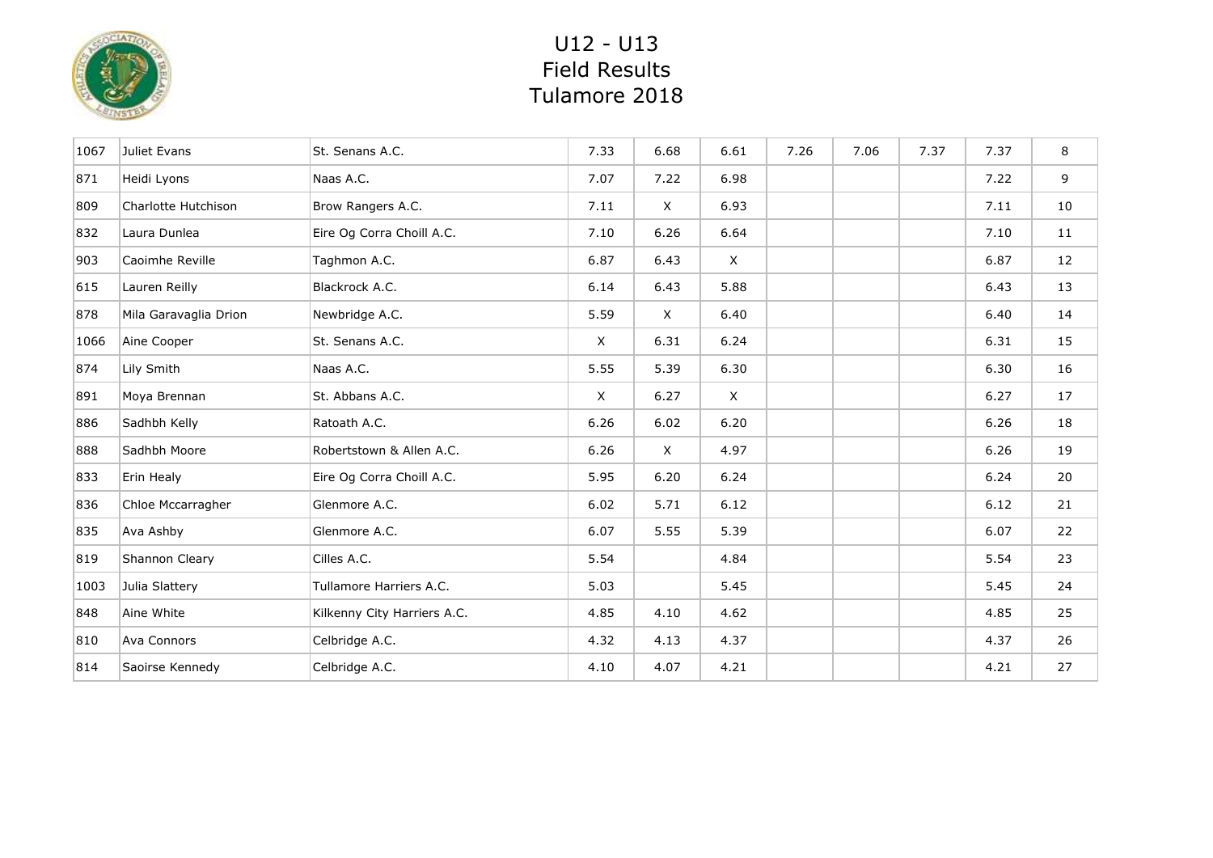# U12 - U13
# Field Results
# Tulamore 2018

| | | | | | | | | | | |
|---|---|---|---|---|---|---|---|---|---|---|
| 1067 | Juliet Evans | St. Senans A.C. | 7.33 | 6.68 | 6.61 | 7.26 | 7.06 | 7.37 | 7.37 | 8 |
| 871 | Heidi Lyons | Naas A.C. | 7.07 | 7.22 | 6.98 | | | | 7.22 | 9 |
| 809 | Charlotte Hutchison | Brow Rangers A.C. | 7.11 | X | 6.93 | | | | 7.11 | 10 |
| 832 | Laura Dunlea | Eire Og Corra Choill A.C. | 7.10 | 6.26 | 6.64 | | | | 7.10 | 11 |
| 903 | Caoimhe Reville | Taghmon A.C. | 6.87 | 6.43 | X | | | | 6.87 | 12 |
| 615 | Lauren Reilly | Blackrock A.C. | 6.14 | 6.43 | 5.88 | | | | 6.43 | 13 |
| 878 | Mila Garavaglia Drion | Newbridge A.C. | 5.59 | X | 6.40 | | | | 6.40 | 14 |
| 1066 | Aine Cooper | St. Senans A.C. | X | 6.31 | 6.24 | | | | 6.31 | 15 |
| 874 | Lily Smith | Naas A.C. | 5.55 | 5.39 | 6.30 | | | | 6.30 | 16 |
| 891 | Moya Brennan | St. Abbans A.C. | X | 6.27 | X | | | | 6.27 | 17 |
| 886 | Sadhbh Kelly | Ratoath A.C. | 6.26 | 6.02 | 6.20 | | | | 6.26 | 18 |
| 888 | Sadhbh Moore | Robertstown & Allen A.C. | 6.26 | X | 4.97 | | | | 6.26 | 19 |
| 833 | Erin Healy | Eire Og Corra Choill A.C. | 5.95 | 6.20 | 6.24 | | | | 6.24 | 20 |
| 836 | Chloe Mccarragher | Glenmore A.C. | 6.02 | 5.71 | 6.12 | | | | 6.12 | 21 |
| 835 | Ava Ashby | Glenmore A.C. | 6.07 | 5.55 | 5.39 | | | | 6.07 | 22 |
| 819 | Shannon Cleary | Cilles A.C. | 5.54 | | 4.84 | | | | 5.54 | 23 |
| 1003 | Julia Slattery | Tullamore Harriers A.C. | 5.03 | | 5.45 | | | | 5.45 | 24 |
| 848 | Aine White | Kilkenny City Harriers A.C. | 4.85 | 4.10 | 4.62 | | | | 4.85 | 25 |
| 810 | Ava Connors | Celbridge A.C. | 4.32 | 4.13 | 4.37 | | | | 4.37 | 26 |
| 814 | Saoirse Kennedy | Celbridge A.C. | 4.10 | 4.07 | 4.21 | | | | 4.21 | 27 |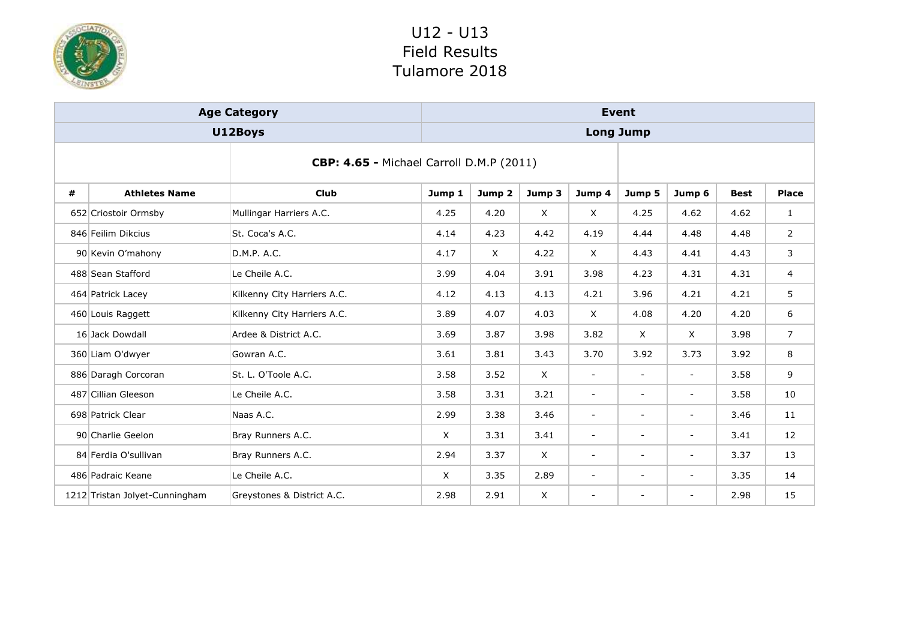# U12 - U13
# Field Results
# Tulamore 2018

| Age Category | | | Event | | | | | | | |
|---|---|---|---|---|---|---|---|---|---|---|
| U12Boys | | | Long Jump | | | | | | | |
| | | **CBP: 4.65 -** Michael Carroll D.M.P (2011) | | | | | | | | |
| **#** | **Athletes Name** | **Club** | **Jump 1** | **Jump 2** | **Jump 3** | **Jump 4** | **Jump 5** | **Jump 6** | **Best** | **Place** |
| 652 | Criostoir Ormsby | Mullingar Harriers A.C. | 4.25 | 4.20 | X | X | 4.25 | 4.62 | 4.62 | 1 |
| 846 | Feilim Dikcius | St. Coca's A.C. | 4.14 | 4.23 | 4.42 | 4.19 | 4.44 | 4.48 | 4.48 | 2 |
| 90 | Kevin O'mahony | D.M.P. A.C. | 4.17 | X | 4.22 | X | 4.43 | 4.41 | 4.43 | 3 |
| 488 | Sean Stafford | Le Cheile A.C. | 3.99 | 4.04 | 3.91 | 3.98 | 4.23 | 4.31 | 4.31 | 4 |
| 464 | Patrick Lacey | Kilkenny City Harriers A.C. | 4.12 | 4.13 | 4.13 | 4.21 | 3.96 | 4.21 | 4.21 | 5 |
| 460 | Louis Raggett | Kilkenny City Harriers A.C. | 3.89 | 4.07 | 4.03 | X | 4.08 | 4.20 | 4.20 | 6 |
| 16 | Jack Dowdall | Ardee & District A.C. | 3.69 | 3.87 | 3.98 | 3.82 | X | X | 3.98 | 7 |
| 360 | Liam O'dwyer | Gowran A.C. | 3.61 | 3.81 | 3.43 | 3.70 | 3.92 | 3.73 | 3.92 | 8 |
| 886 | Daragh Corcoran | St. L. O'Toole A.C. | 3.58 | 3.52 | X | - | - | - | 3.58 | 9 |
| 487 | Cillian Gleeson | Le Cheile A.C. | 3.58 | 3.31 | 3.21 | - | - | - | 3.58 | 10 |
| 698 | Patrick Clear | Naas A.C. | 2.99 | 3.38 | 3.46 | - | - | - | 3.46 | 11 |
| 90 | Charlie Geelon | Bray Runners A.C. | X | 3.31 | 3.41 | - | - | - | 3.41 | 12 |
| 84 | Ferdia O'sullivan | Bray Runners A.C. | 2.94 | 3.37 | X | - | - | - | 3.37 | 13 |
| 486 | Padraic Keane | Le Cheile A.C. | X | 3.35 | 2.89 | - | - | - | 3.35 | 14 |
| 1212 | Tristan Jolyet-Cunningham | Greystones & District A.C. | 2.98 | 2.91 | X | - | - | - | 2.98 | 15 |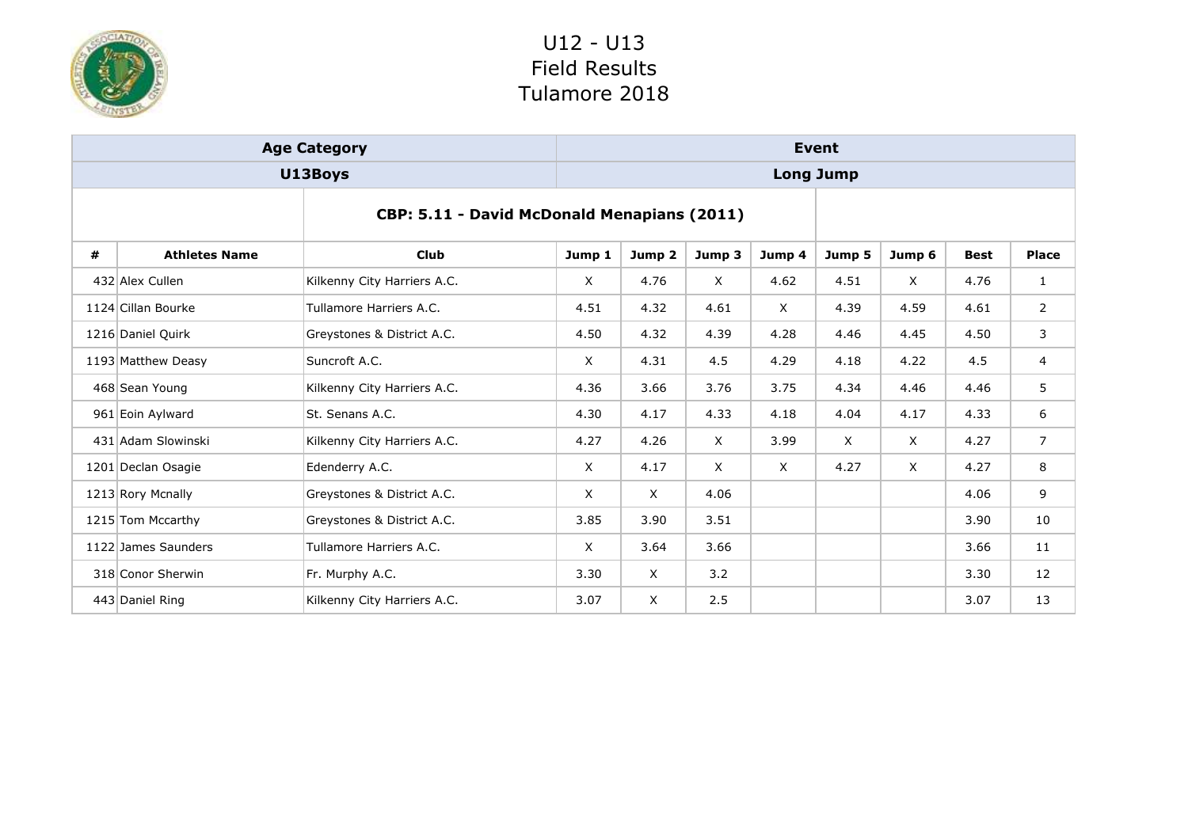# U12 - U13
# Field Results
# Tulamore 2018

| Age Category | | | Event | | | | | | | |
|---|---|---|---|---|---|---|---|---|---|---|
| U13Boys | | | Long Jump | | | | | | | |
| | | CBP: 5.11 - David McDonald Menapians (2011) | | | | | | | | |
| # | Athletes Name | Club | Jump 1 | Jump 2 | Jump 3 | Jump 4 | Jump 5 | Jump 6 | Best | Place |
| 432 | Alex Cullen | Kilkenny City Harriers A.C. | X | 4.76 | X | 4.62 | 4.51 | X | 4.76 | 1 |
| 1124 | Cillan Bourke | Tullamore Harriers A.C. | 4.51 | 4.32 | 4.61 | X | 4.39 | 4.59 | 4.61 | 2 |
| 1216 | Daniel Quirk | Greystones & District A.C. | 4.50 | 4.32 | 4.39 | 4.28 | 4.46 | 4.45 | 4.50 | 3 |
| 1193 | Matthew Deasy | Suncroft A.C. | X | 4.31 | 4.5 | 4.29 | 4.18 | 4.22 | 4.5 | 4 |
| 468 | Sean Young | Kilkenny City Harriers A.C. | 4.36 | 3.66 | 3.76 | 3.75 | 4.34 | 4.46 | 4.46 | 5 |
| 961 | Eoin Aylward | St. Senans A.C. | 4.30 | 4.17 | 4.33 | 4.18 | 4.04 | 4.17 | 4.33 | 6 |
| 431 | Adam Slowinski | Kilkenny City Harriers A.C. | 4.27 | 4.26 | X | 3.99 | X | X | 4.27 | 7 |
| 1201 | Declan Osagie | Edenderry A.C. | X | 4.17 | X | X | 4.27 | X | 4.27 | 8 |
| 1213 | Rory Mcnally | Greystones & District A.C. | X | X | 4.06 | | | | 4.06 | 9 |
| 1215 | Tom Mccarthy | Greystones & District A.C. | 3.85 | 3.90 | 3.51 | | | | 3.90 | 10 |
| 1122 | James Saunders | Tullamore Harriers A.C. | X | 3.64 | 3.66 | | | | 3.66 | 11 |
| 318 | Conor Sherwin | Fr. Murphy A.C. | 3.30 | X | 3.2 | | | | 3.30 | 12 |
| 443 | Daniel Ring | Kilkenny City Harriers A.C. | 3.07 | X | 2.5 | | | | 3.07 | 13 |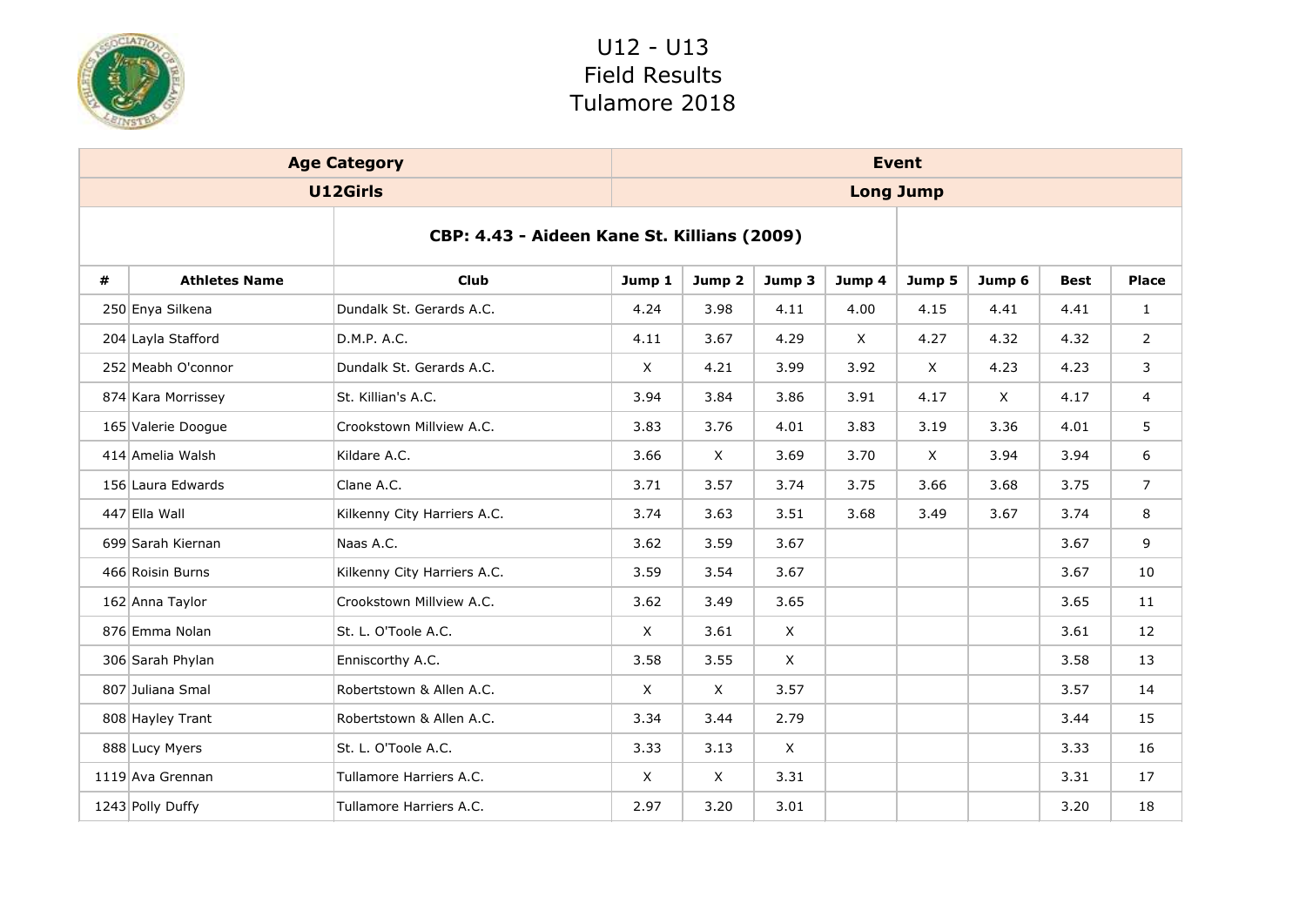# U12 - U13
# Field Results
# Tulamore 2018

| Age Category | | | Event | | | | | | | |
|---|---|---|---|---|---|---|---|---|---|---|
| U12Girls | | | Long Jump | | | | | | | |
| | | CBP: 4.43 - Aideen Kane St. Killians (2009) | | | | | | | | |
| **#** | **Athletes Name** | **Club** | **Jump 1** | **Jump 2** | **Jump 3** | **Jump 4** | **Jump 5** | **Jump 6** | **Best** | **Place** |
| 250 | Enya Silkena | Dundalk St. Gerards A.C. | 4.24 | 3.98 | 4.11 | 4.00 | 4.15 | 4.41 | 4.41 | 1 |
| 204 | Layla Stafford | D.M.P. A.C. | 4.11 | 3.67 | 4.29 | X | 4.27 | 4.32 | 4.32 | 2 |
| 252 | Meabh O'connor | Dundalk St. Gerards A.C. | X | 4.21 | 3.99 | 3.92 | X | 4.23 | 4.23 | 3 |
| 874 | Kara Morrissey | St. Killian's A.C. | 3.94 | 3.84 | 3.86 | 3.91 | 4.17 | X | 4.17 | 4 |
| 165 | Valerie Doogue | Crookstown Millview A.C. | 3.83 | 3.76 | 4.01 | 3.83 | 3.19 | 3.36 | 4.01 | 5 |
| 414 | Amelia Walsh | Kildare A.C. | 3.66 | X | 3.69 | 3.70 | X | 3.94 | 3.94 | 6 |
| 156 | Laura Edwards | Clane A.C. | 3.71 | 3.57 | 3.74 | 3.75 | 3.66 | 3.68 | 3.75 | 7 |
| 447 | Ella Wall | Kilkenny City Harriers A.C. | 3.74 | 3.63 | 3.51 | 3.68 | 3.49 | 3.67 | 3.74 | 8 |
| 699 | Sarah Kiernan | Naas A.C. | 3.62 | 3.59 | 3.67 | | | | 3.67 | 9 |
| 466 | Roisin Burns | Kilkenny City Harriers A.C. | 3.59 | 3.54 | 3.67 | | | | 3.67 | 10 |
| 162 | Anna Taylor | Crookstown Millview A.C. | 3.62 | 3.49 | 3.65 | | | | 3.65 | 11 |
| 876 | Emma Nolan | St. L. O'Toole A.C. | X | 3.61 | X | | | | 3.61 | 12 |
| 306 | Sarah Phylan | Enniscorthy A.C. | 3.58 | 3.55 | X | | | | 3.58 | 13 |
| 807 | Juliana Smal | Robertstown & Allen A.C. | X | X | 3.57 | | | | 3.57 | 14 |
| 808 | Hayley Trant | Robertstown & Allen A.C. | 3.34 | 3.44 | 2.79 | | | | 3.44 | 15 |
| 888 | Lucy Myers | St. L. O'Toole A.C. | 3.33 | 3.13 | X | | | | 3.33 | 16 |
| 1119 | Ava Grennan | Tullamore Harriers A.C. | X | X | 3.31 | | | | 3.31 | 17 |
| 1243 | Polly Duffy | Tullamore Harriers A.C. | 2.97 | 3.20 | 3.01 | | | | 3.20 | 18 |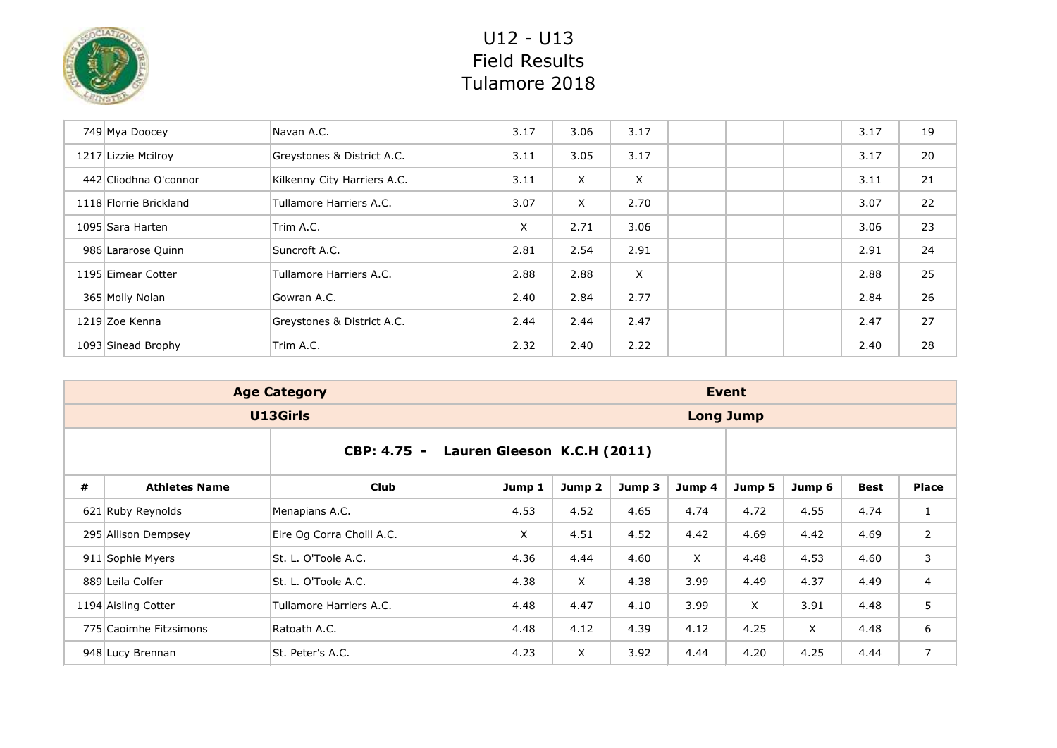# U12 - U13
# Field Results
# Tulamore 2018

| | | | | | | | | | | | |
|---|---|---|---|---|---|---|---|---|---|---|---|
| 749 | Mya Doocey | Navan A.C. | 3.17 | 3.06 | 3.17 | | | | 3.17 | 19 |
| 1217 | Lizzie Mcilroy | Greystones & District A.C. | 3.11 | 3.05 | 3.17 | | | | 3.17 | 20 |
| 442 | Cliodhna O'connor | Kilkenny City Harriers A.C. | 3.11 | X | X | | | | 3.11 | 21 |
| 1118 | Florrie Brickland | Tullamore Harriers A.C. | 3.07 | X | 2.70 | | | | 3.07 | 22 |
| 1095 | Sara Harten | Trim A.C. | X | 2.71 | 3.06 | | | | 3.06 | 23 |
| 986 | Lararose Quinn | Suncroft A.C. | 2.81 | 2.54 | 2.91 | | | | 2.91 | 24 |
| 1195 | Eimear Cotter | Tullamore Harriers A.C. | 2.88 | 2.88 | X | | | | 2.88 | 25 |
| 365 | Molly Nolan | Gowran A.C. | 2.40 | 2.84 | 2.77 | | | | 2.84 | 26 |
| 1219 | Zoe Kenna | Greystones & District A.C. | 2.44 | 2.44 | 2.47 | | | | 2.47 | 27 |
| 1093 | Sinead Brophy | Trim A.C. | 2.32 | 2.40 | 2.22 | | | | 2.40 | 28 |

| Age Category | | | Event | | | | | | | |
|---|---|---|---|---|---|---|---|---|---|---|
| U13Girls | | | Long Jump | | | | | | | |
| | | CBP: 4.75 - Lauren Gleeson K.C.H (2011) | | | | | | | | |
| # | Athletes Name | Club | Jump 1 | Jump 2 | Jump 3 | Jump 4 | Jump 5 | Jump 6 | Best | Place |
| 621 | Ruby Reynolds | Menapians A.C. | 4.53 | 4.52 | 4.65 | 4.74 | 4.72 | 4.55 | 4.74 | 1 |
| 295 | Allison Dempsey | Eire Og Corra Choill A.C. | X | 4.51 | 4.52 | 4.42 | 4.69 | 4.42 | 4.69 | 2 |
| 911 | Sophie Myers | St. L. O'Toole A.C. | 4.36 | 4.44 | 4.60 | X | 4.48 | 4.53 | 4.60 | 3 |
| 889 | Leila Colfer | St. L. O'Toole A.C. | 4.38 | X | 4.38 | 3.99 | 4.49 | 4.37 | 4.49 | 4 |
| 1194 | Aisling Cotter | Tullamore Harriers A.C. | 4.48 | 4.47 | 4.10 | 3.99 | X | 3.91 | 4.48 | 5 |
| 775 | Caoimhe Fitzsimons | Ratoath A.C. | 4.48 | 4.12 | 4.39 | 4.12 | 4.25 | X | 4.48 | 6 |
| 948 | Lucy Brennan | St. Peter's A.C. | 4.23 | X | 3.92 | 4.44 | 4.20 | 4.25 | 4.44 | 7 |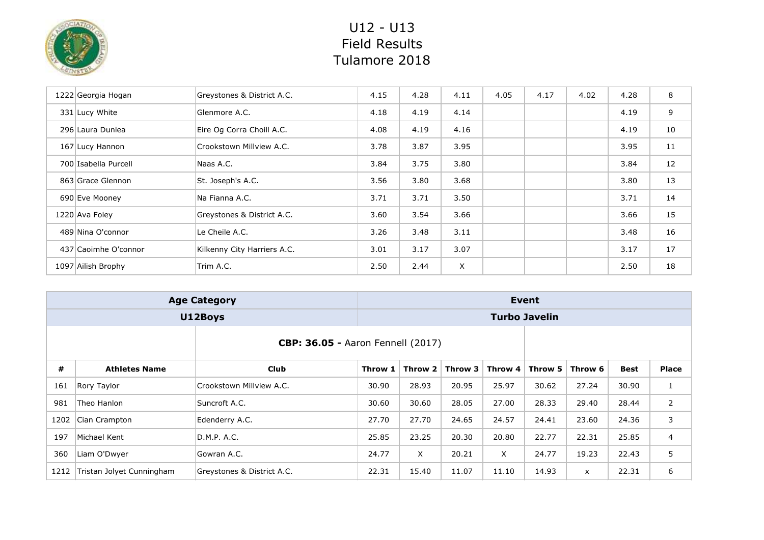# U12 - U13
# Field Results
# Tulamore 2018

| | | | | | | | | | | |
|---|---|---|---|---|---|---|---|---|---|---|
| 1222 | Georgia Hogan | Greystones & District A.C. | 4.15 | 4.28 | 4.11 | 4.05 | 4.17 | 4.02 | 4.28 | 8 |
| 331 | Lucy White | Glenmore A.C. | 4.18 | 4.19 | 4.14 | | | | 4.19 | 9 |
| 296 | Laura Dunlea | Eire Og Corra Choill A.C. | 4.08 | 4.19 | 4.16 | | | | 4.19 | 10 |
| 167 | Lucy Hannon | Crookstown Millview A.C. | 3.78 | 3.87 | 3.95 | | | | 3.95 | 11 |
| 700 | Isabella Purcell | Naas A.C. | 3.84 | 3.75 | 3.80 | | | | 3.84 | 12 |
| 863 | Grace Glennon | St. Joseph's A.C. | 3.56 | 3.80 | 3.68 | | | | 3.80 | 13 |
| 690 | Eve Mooney | Na Fianna A.C. | 3.71 | 3.71 | 3.50 | | | | 3.71 | 14 |
| 1220 | Ava Foley | Greystones & District A.C. | 3.60 | 3.54 | 3.66 | | | | 3.66 | 15 |
| 489 | Nina O'connor | Le Cheile A.C. | 3.26 | 3.48 | 3.11 | | | | 3.48 | 16 |
| 437 | Caoimhe O’connor | Kilkenny City Harriers A.C. | 3.01 | 3.17 | 3.07 | | | | 3.17 | 17 |
| 1097 | Ailish Brophy | Trim A.C. | 2.50 | 2.44 | X | | | | 2.50 | 18 |

| **Age Category** | | | **Event** | | | | | | | |
|---|---|---|---|---|---|---|---|---|---|---|
| **U12Boys** | | | **Turbo Javelin** | | | | | | | |
| | | **CBP: 36.05 -** Aaron Fennell (2017) | | | | | | | | |
| **#** | **Athletes Name** | **Club** | **Throw 1** | **Throw 2** | **Throw 3** | **Throw 4** | **Throw 5** | **Throw 6** | **Best** | **Place** |
| 161 | Rory Taylor | Crookstown Millview A.C. | 30.90 | 28.93 | 20.95 | 25.97 | 30.62 | 27.24 | 30.90 | 1 |
| 981 | Theo Hanlon | Suncroft A.C. | 30.60 | 30.60 | 28.05 | 27.00 | 28.33 | 29.40 | 28.44 | 2 |
| 1202 | Cian Crampton | Edenderry A.C. | 27.70 | 27.70 | 24.65 | 24.57 | 24.41 | 23.60 | 24.36 | 3 |
| 197 | Michael Kent | D.M.P. A.C. | 25.85 | 23.25 | 20.30 | 20.80 | 22.77 | 22.31 | 25.85 | 4 |
| 360 | Liam O'Dwyer | Gowran A.C. | 24.77 | X | 20.21 | X | 24.77 | 19.23 | 22.43 | 5 |
| 1212 | Tristan Jolyet Cunningham | Greystones & District A.C. | 22.31 | 15.40 | 11.07 | 11.10 | 14.93 | x | 22.31 | 6 |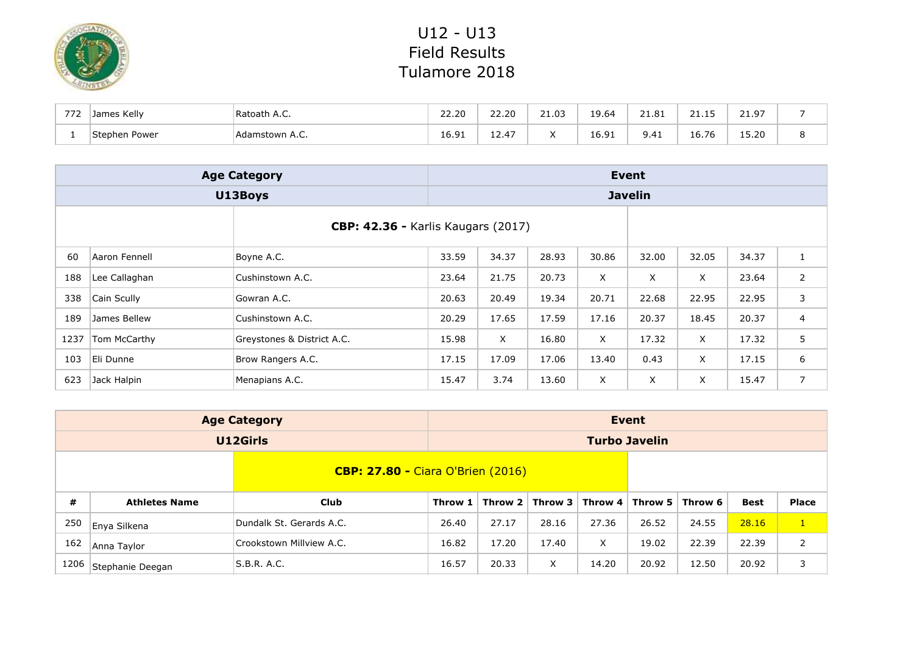# U12 - U13
# Field Results
# Tulamore 2018

| | | | | | | | | | | |
|---|---|---|---|---|---|---|---|---|---|---|
| 772 | James Kelly | Ratoath A.C. | 22.20 | 22.20 | 21.03 | 19.64 | 21.81 | 21.15 | 21.97 | 7 |
| 1 | Stephen Power | Adamstown A.C. | 16.91 | 12.47 | X | 16.91 | 9.41 | 16.76 | 15.20 | 8 |

| Age Category | | | Event | | | | | | | |
|---|---|---|---|---|---|---|---|---|---|---|
| U13Boys | | | Javelin | | | | | | | |
| | | **CBP: 42.36 -** Karlis Kaugars (2017) | | | | | | | | |
| 60 | Aaron Fennell | Boyne A.C. | 33.59 | 34.37 | 28.93 | 30.86 | 32.00 | 32.05 | 34.37 | 1 |
| 188 | Lee Callaghan | Cushinstown A.C. | 23.64 | 21.75 | 20.73 | X | X | X | 23.64 | 2 |
| 338 | Cain Scully | Gowran A.C. | 20.63 | 20.49 | 19.34 | 20.71 | 22.68 | 22.95 | 22.95 | 3 |
| 189 | James Bellew | Cushinstown A.C. | 20.29 | 17.65 | 17.59 | 17.16 | 20.37 | 18.45 | 20.37 | 4 |
| 1237 | Tom McCarthy | Greystones & District A.C. | 15.98 | X | 16.80 | X | 17.32 | X | 17.32 | 5 |
| 103 | Eli Dunne | Brow Rangers A.C. | 17.15 | 17.09 | 17.06 | 13.40 | 0.43 | X | 17.15 | 6 |
| 623 | Jack Halpin | Menapians A.C. | 15.47 | 3.74 | 13.60 | X | X | X | 15.47 | 7 |

| Age Category | | | Event | | | | | | | |
|---|---|---|---|---|---|---|---|---|---|---|
| U12Girls | | | Turbo Javelin | | | | | | | |
| | | **CBP: 27.80 -** Ciara O'Brien (2016) | | | | | | | | |
| **#** | **Athletes Name** | **Club** | **Throw 1** | **Throw 2** | **Throw 3** | **Throw 4** | **Throw 5** | **Throw 6** | **Best** | **Place** |
| 250 | Enya Silkena | Dundalk St. Gerards A.C. | 26.40 | 27.17 | 28.16 | 27.36 | 26.52 | 24.55 | 28.16 | 1 |
| 162 | Anna Taylor | Crookstown Millview A.C. | 16.82 | 17.20 | 17.40 | X | 19.02 | 22.39 | 22.39 | 2 |
| 1206 | Stephanie Deegan | S.B.R. A.C. | 16.57 | 20.33 | X | 14.20 | 20.92 | 12.50 | 20.92 | 3 |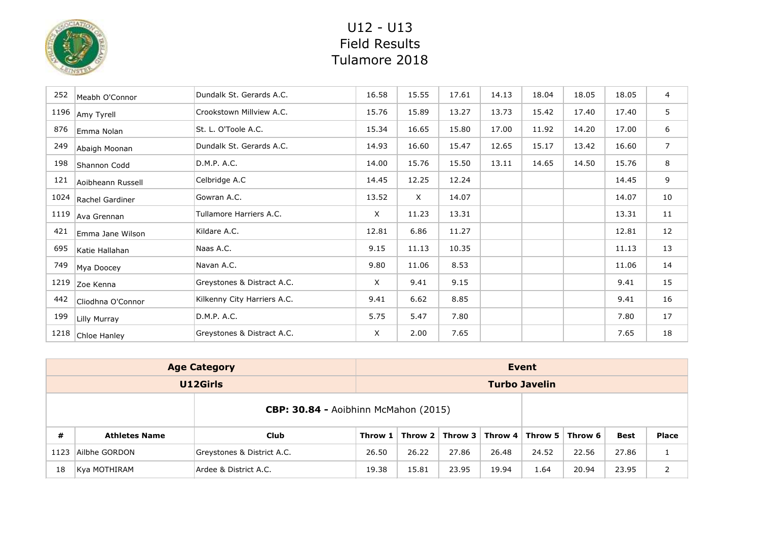# U12 - U13
# Field Results
# Tulamore 2018

| | | | | | | | | | | |
|---|---|---|---|---|---|---|---|---|---|---|
| 252 | Meabh O'Connor | Dundalk St. Gerards A.C. | 16.58 | 15.55 | 17.61 | 14.13 | 18.04 | 18.05 | 18.05 | 4 |
| 1196 | Amy Tyrell | Crookstown Millview A.C. | 15.76 | 15.89 | 13.27 | 13.73 | 15.42 | 17.40 | 17.40 | 5 |
| 876 | Emma Nolan | St. L. O'Toole A.C. | 15.34 | 16.65 | 15.80 | 17.00 | 11.92 | 14.20 | 17.00 | 6 |
| 249 | Abaigh Moonan | Dundalk St. Gerards A.C. | 14.93 | 16.60 | 15.47 | 12.65 | 15.17 | 13.42 | 16.60 | 7 |
| 198 | Shannon Codd | D.M.P. A.C. | 14.00 | 15.76 | 15.50 | 13.11 | 14.65 | 14.50 | 15.76 | 8 |
| 121 | Aoibheann Russell | Celbridge A.C | 14.45 | 12.25 | 12.24 | | | | 14.45 | 9 |
| 1024 | Rachel Gardiner | Gowran A.C. | 13.52 | X | 14.07 | | | | 14.07 | 10 |
| 1119 | Ava Grennan | Tullamore Harriers A.C. | X | 11.23 | 13.31 | | | | 13.31 | 11 |
| 421 | Emma Jane Wilson | Kildare A.C. | 12.81 | 6.86 | 11.27 | | | | 12.81 | 12 |
| 695 | Katie Hallahan | Naas A.C. | 9.15 | 11.13 | 10.35 | | | | 11.13 | 13 |
| 749 | Mya Doocey | Navan A.C. | 9.80 | 11.06 | 8.53 | | | | 11.06 | 14 |
| 1219 | Zoe Kenna | Greystones & Distract A.C. | X | 9.41 | 9.15 | | | | 9.41 | 15 |
| 442 | Cliodhna O'Connor | Kilkenny City Harriers A.C. | 9.41 | 6.62 | 8.85 | | | | 9.41 | 16 |
| 199 | Lilly Murray | D.M.P. A.C. | 5.75 | 5.47 | 7.80 | | | | 7.80 | 17 |
| 1218 | Chloe Hanley | Greystones & Distract A.C. | X | 2.00 | 7.65 | | | | 7.65 | 18 |

| Age Category | | | Event | | | | | | | |
|---|---|---|---|---|---|---|---|---|---|---|
| U12Girls | | | Turbo Javelin | | | | | | | |
| | | **CBP: 30.84 -** Aoibhinn McMahon (2015) | | | | | | | | |
| **#** | **Athletes Name** | **Club** | **Throw 1** | **Throw 2** | **Throw 3** | **Throw 4** | **Throw 5** | **Throw 6** | **Best** | **Place** |
| 1123 | Ailbhe GORDON | Greystones & District A.C. | 26.50 | 26.22 | 27.86 | 26.48 | 24.52 | 22.56 | 27.86 | 1 |
| 18 | Kya MOTHIRAM | Ardee & District A.C. | 19.38 | 15.81 | 23.95 | 19.94 | 1.64 | 20.94 | 23.95 | 2 |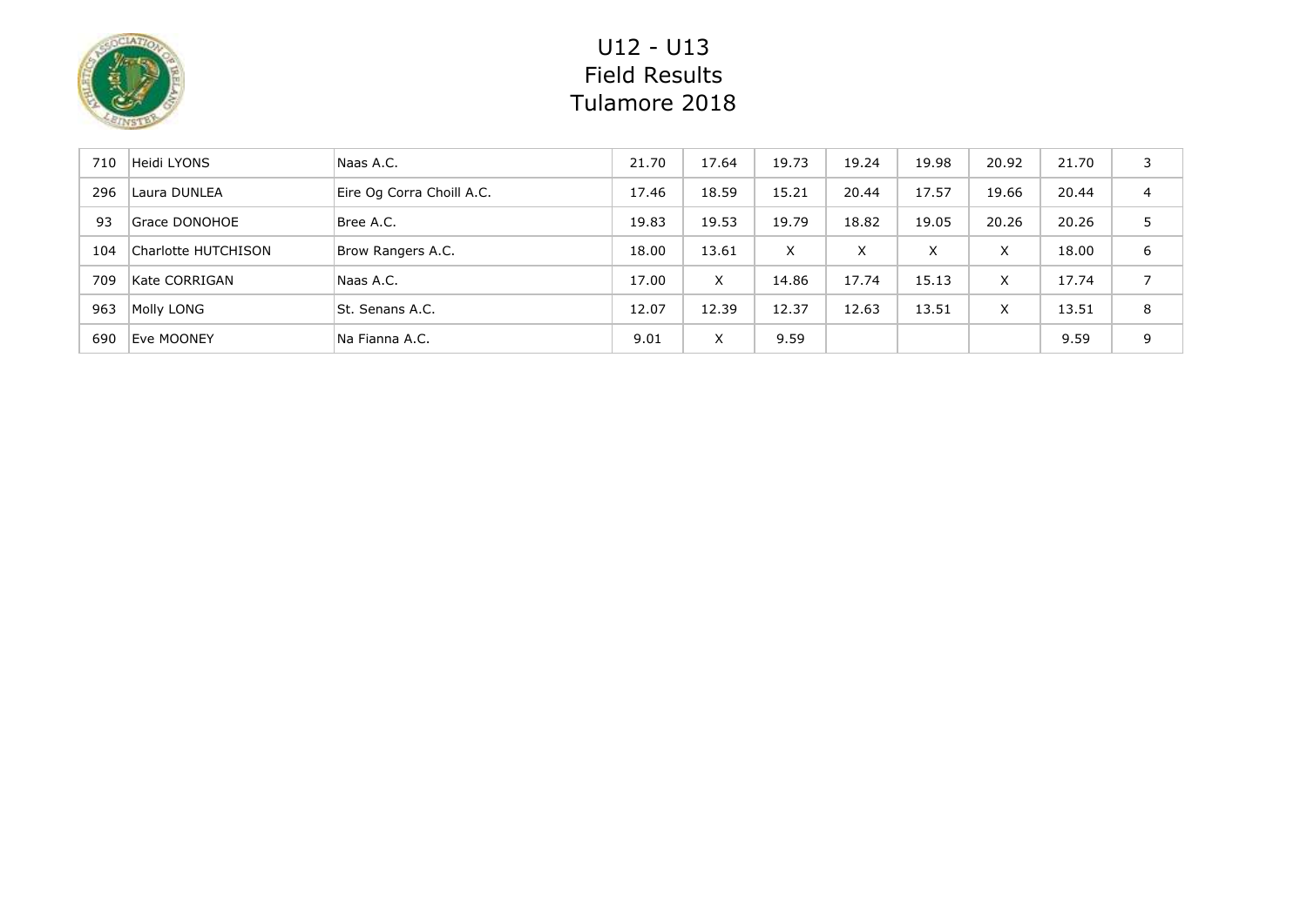# U12 - U13
# Field Results
# Tulamore 2018

| | | | | | | | | | | |
|---|---|---|---|---|---|---|---|---|---|---|
| 710 | Heidi LYONS | Naas A.C. | 21.70 | 17.64 | 19.73 | 19.24 | 19.98 | 20.92 | 21.70 | 3 |
| 296 | Laura DUNLEA | Eire Og Corra Choill A.C. | 17.46 | 18.59 | 15.21 | 20.44 | 17.57 | 19.66 | 20.44 | 4 |
| 93 | Grace DONOHOE | Bree A.C. | 19.83 | 19.53 | 19.79 | 18.82 | 19.05 | 20.26 | 20.26 | 5 |
| 104 | Charlotte HUTCHISON | Brow Rangers A.C. | 18.00 | 13.61 | X | X | X | X | 18.00 | 6 |
| 709 | Kate CORRIGAN | Naas A.C. | 17.00 | X | 14.86 | 17.74 | 15.13 | X | 17.74 | 7 |
| 963 | Molly LONG | St. Senans A.C. | 12.07 | 12.39 | 12.37 | 12.63 | 13.51 | X | 13.51 | 8 |
| 690 | Eve MOONEY | Na Fianna A.C. | 9.01 | X | 9.59 | | | | 9.59 | 9 |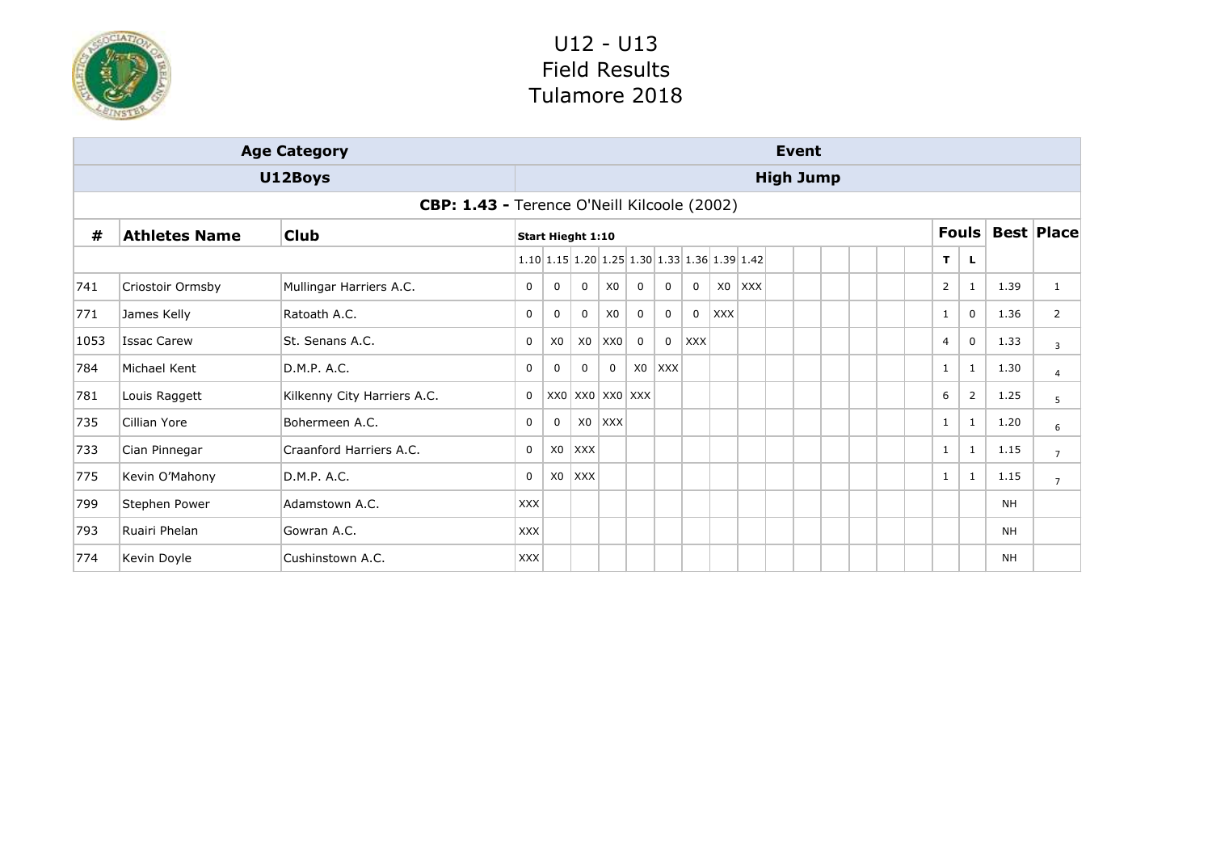# U12 - U13
# Field Results
# Tulamore 2018

| Age Category | | | Event | | | | | | | | | | | | | | | | | | |
|---|---|---|---|---|---|---|---|---|---|---|---|---|---|---|---|---|---|---|---|---|---|
| U12Boys | | | High Jump | | | | | | | | | | | | | | | | | | |
| **CBP: 1.43 -** Terence O'Neill Kilcoole (2002) | | | | | | | | | | | | | | | | | | | | | |
| # | Athletes Name | Club | Start Hieght 1:10 | | | | | | | | | | | | | | | | Fouls | | Best | Place |
| | | | 1.10 | 1.15 | 1.20 | 1.25 | 1.30 | 1.33 | 1.36 | 1.39 | 1.42 | | | | | | | | T | L | | |
| 741 | Criostoir Ormsby | Mullingar Harriers A.C. | 0 | 0 | 0 | X0 | 0 | 0 | 0 | X0 | XXX | | | | | | | | 2 | 1 | 1.39 | 1 |
| 771 | James Kelly | Ratoath A.C. | 0 | 0 | 0 | X0 | 0 | 0 | 0 | XXX | | | | | | | | | 1 | 0 | 1.36 | 2 |
| 1053 | Issac Carew | St. Senans A.C. | 0 | X0 | X0 | XX0 | 0 | 0 | XXX | | | | | | | | | | 4 | 0 | 1.33 | 3 |
| 784 | Michael Kent | D.M.P. A.C. | 0 | 0 | 0 | 0 | X0 | XXX | | | | | | | | | | | 1 | 1 | 1.30 | 4 |
| 781 | Louis Raggett | Kilkenny City Harriers A.C. | 0 | XX0 | XX0 | XX0 | XXX | | | | | | | | | | | | 6 | 2 | 1.25 | 5 |
| 735 | Cillian Yore | Bohermeen A.C. | 0 | 0 | X0 | XXX | | | | | | | | | | | | | 1 | 1 | 1.20 | 6 |
| 733 | Cian Pinnegar | Craanford Harriers A.C. | 0 | X0 | XXX | | | | | | | | | | | | | | 1 | 1 | 1.15 | 7 |
| 775 | Kevin O'Mahony | D.M.P. A.C. | 0 | X0 | XXX | | | | | | | | | | | | | | 1 | 1 | 1.15 | 7 |
| 799 | Stephen Power | Adamstown A.C. | XXX | | | | | | | | | | | | | | | | | | NH | |
| 793 | Ruairi Phelan | Gowran A.C. | XXX | | | | | | | | | | | | | | | | | | NH | |
| 774 | Kevin Doyle | Cushinstown A.C. | XXX | | | | | | | | | | | | | | | | | | NH | |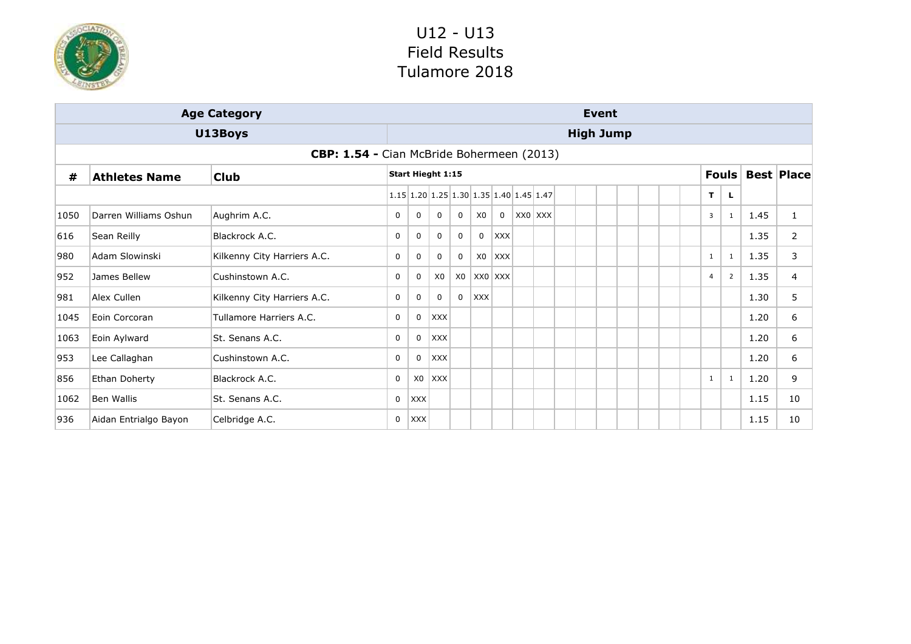# U12 - U13
## Field Results
## Tulamore 2018

| Age Category | | | Event | | | | | | | | | | | | | | | | | | |
|---|---|---|---|---|---|---|---|---|---|---|---|---|---|---|---|---|---|---|---|---|---|
| U13Boys | | | High Jump | | | | | | | | | | | | | | | | | | |
| CBP: 1.54 - Cian McBride Bohermeen (2013) | | | | | | | | | | | | | | | | | | | | | |
| # | Athletes Name | Club | Start Hieght 1:15 | | | | | | | | | | | | | | | Fouls | | Best | Place |
| | | | 1.15 | 1.20 | 1.25 | 1.30 | 1.35 | 1.40 | 1.45 | 1.47 | | | | | | | | T | L | | |
| 1050 | Darren Williams Oshun | Aughrim A.C. | 0 | 0 | 0 | 0 | X0 | 0 | XX0 | XXX | | | | | | | | 3 | 1 | 1.45 | 1 |
| 616 | Sean Reilly | Blackrock A.C. | 0 | 0 | 0 | 0 | 0 | XXX | | | | | | | | | | | | 1.35 | 2 |
| 980 | Adam Slowinski | Kilkenny City Harriers A.C. | 0 | 0 | 0 | 0 | X0 | XXX | | | | | | | | | | 1 | 1 | 1.35 | 3 |
| 952 | James Bellew | Cushinstown A.C. | 0 | 0 | X0 | X0 | XX0 | XXX | | | | | | | | | | 4 | 2 | 1.35 | 4 |
| 981 | Alex Cullen | Kilkenny City Harriers A.C. | 0 | 0 | 0 | 0 | XXX | | | | | | | | | | | | | 1.30 | 5 |
| 1045 | Eoin Corcoran | Tullamore Harriers A.C. | 0 | 0 | XXX | | | | | | | | | | | | | | | 1.20 | 6 |
| 1063 | Eoin Aylward | St. Senans A.C. | 0 | 0 | XXX | | | | | | | | | | | | | | | 1.20 | 6 |
| 953 | Lee Callaghan | Cushinstown A.C. | 0 | 0 | XXX | | | | | | | | | | | | | | | 1.20 | 6 |
| 856 | Ethan Doherty | Blackrock A.C. | 0 | X0 | XXX | | | | | | | | | | | | | 1 | 1 | 1.20 | 9 |
| 1062 | Ben Wallis | St. Senans A.C. | 0 | XXX | | | | | | | | | | | | | | | | 1.15 | 10 |
| 936 | Aidan Entrialgo Bayon | Celbridge A.C. | 0 | XXX | | | | | | | | | | | | | | | | 1.15 | 10 |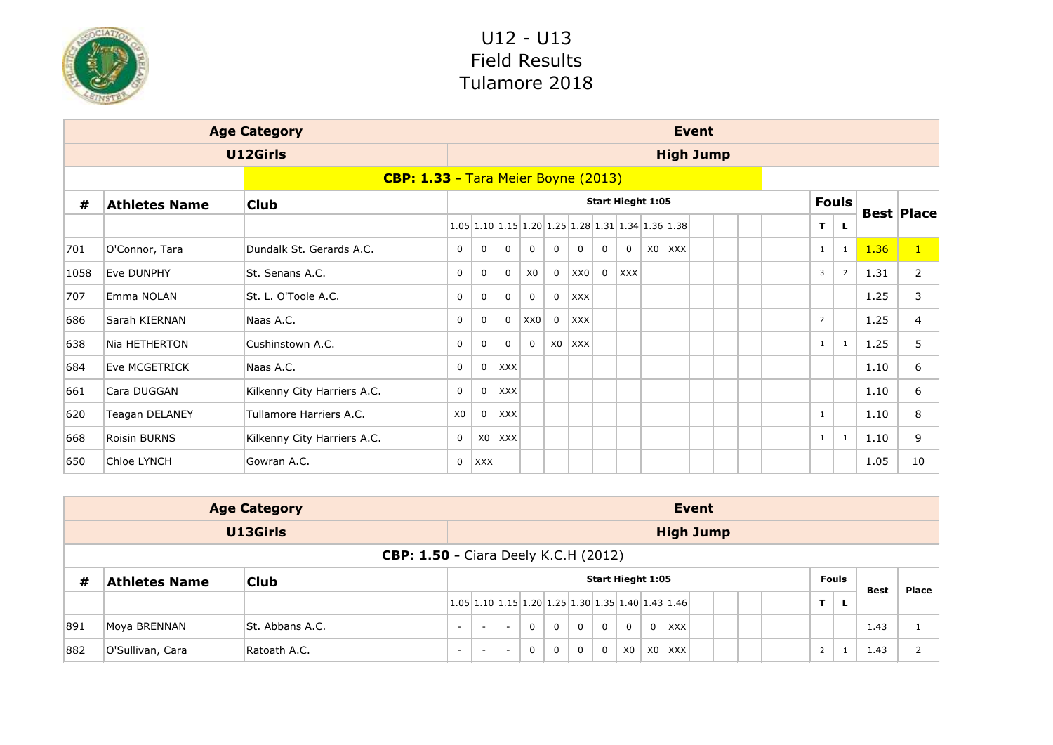# U12 - U13
# Field Results
# Tulamore 2018

| Age Category | | | Event | | | | | | | | | | | | | | | | | | |
|---|---|---|---|---|---|---|---|---|---|---|---|---|---|---|---|---|---|---|---|---|---|
| U12Girls | | | High Jump | | | | | | | | | | | | | | | | | | |
| | | CBP: 1.33 - Tara Meier Boyne (2013) | | | | | | | | | | | | | | | | | | | |
| # | Athletes Name | Club | Start Hieght 1:05 | | | | | | | | | | | | | | | Fouls | | Best | Place |
| | | | 1.05 | 1.10 | 1.15 | 1.20 | 1.25 | 1.28 | 1.31 | 1.34 | 1.36 | 1.38 | | | | | | T | L | | |
| 701 | O'Connor, Tara | Dundalk St. Gerards A.C. | 0 | 0 | 0 | 0 | 0 | 0 | 0 | 0 | X0 | XXX | | | | | | 1 | 1 | 1.36 | 1 |
| 1058 | Eve DUNPHY | St. Senans A.C. | 0 | 0 | 0 | X0 | 0 | XX0 | 0 | XXX | | | | | | | | 3 | 2 | 1.31 | 2 |
| 707 | Emma NOLAN | St. L. O'Toole A.C. | 0 | 0 | 0 | 0 | 0 | XXX | | | | | | | | | | | | 1.25 | 3 |
| 686 | Sarah KIERNAN | Naas A.C. | 0 | 0 | 0 | XX0 | 0 | XXX | | | | | | | | | | 2 | | 1.25 | 4 |
| 638 | Nia HETHERTON | Cushinstown A.C. | 0 | 0 | 0 | 0 | X0 | XXX | | | | | | | | | | 1 | 1 | 1.25 | 5 |
| 684 | Eve MCGETRICK | Naas A.C. | 0 | 0 | XXX | | | | | | | | | | | | | | | 1.10 | 6 |
| 661 | Cara DUGGAN | Kilkenny City Harriers A.C. | 0 | 0 | XXX | | | | | | | | | | | | | | | 1.10 | 6 |
| 620 | Teagan DELANEY | Tullamore Harriers A.C. | X0 | 0 | XXX | | | | | | | | | | | | | 1 | | 1.10 | 8 |
| 668 | Roisin BURNS | Kilkenny City Harriers A.C. | 0 | X0 | XXX | | | | | | | | | | | | | 1 | 1 | 1.10 | 9 |
| 650 | Chloe LYNCH | Gowran A.C. | 0 | XXX | | | | | | | | | | | | | | | | 1.05 | 10 |

| Age Category | | | Event | | | | | | | | | | | | | | | | | | |
|---|---|---|---|---|---|---|---|---|---|---|---|---|---|---|---|---|---|---|---|---|---|
| U13Girls | | | High Jump | | | | | | | | | | | | | | | | | | |
| | | CBP: 1.50 - Ciara Deely K.C.H (2012) | | | | | | | | | | | | | | | | | | | |
| # | Athletes Name | Club | Start Hieght 1:05 | | | | | | | | | | | | | | | Fouls | | Best | Place |
| | | | 1.05 | 1.10 | 1.15 | 1.20 | 1.25 | 1.30 | 1.35 | 1.40 | 1.43 | 1.46 | | | | | | T | L | | |
| 891 | Moya BRENNAN | St. Abbans A.C. | - | - | - | 0 | 0 | 0 | 0 | 0 | 0 | XXX | | | | | | | | 1.43 | 1 |
| 882 | O'Sullivan, Cara | Ratoath A.C. | - | - | - | 0 | 0 | 0 | 0 | X0 | X0 | XXX | | | | | | 2 | 1 | 1.43 | 2 |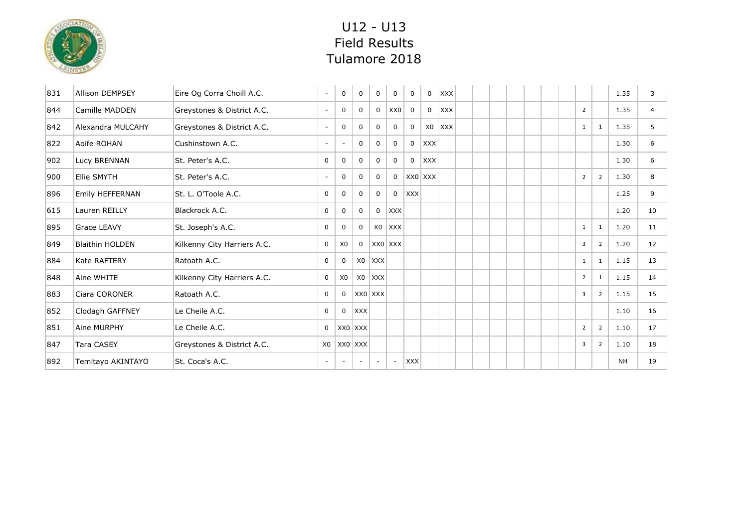# U12 - U13
# Field Results
# Tulamore 2018

| | | | | | | | | | | | | | | | | | | | | | | |
|---|---|---|---|---|---|---|---|---|---|---|---|---|---|---|---|---|---|---|---|---|---|---|
| 831 | Allison DEMPSEY | Eire Og Corra Choill A.C. | - | 0 | 0 | 0 | 0 | 0 | 0 | XXX | | | | | | | | | | | 1.35 | 3 |
| 844 | Camille MADDEN | Greystones & District A.C. | - | 0 | 0 | 0 | XX0 | 0 | 0 | XXX | | | | | | | | | 2 | | 1.35 | 4 |
| 842 | Alexandra MULCAHY | Greystones & District A.C. | - | 0 | 0 | 0 | 0 | 0 | X0 | XXX | | | | | | | | | 1 | 1 | 1.35 | 5 |
| 822 | Aoife ROHAN | Cushinstown A.C. | - | - | 0 | 0 | 0 | 0 | XXX | | | | | | | | | | | | 1.30 | 6 |
| 902 | Lucy BRENNAN | St. Peter's A.C. | 0 | 0 | 0 | 0 | 0 | 0 | XXX | | | | | | | | | | | | 1.30 | 6 |
| 900 | Ellie SMYTH | St. Peter's A.C. | - | 0 | 0 | 0 | 0 | XX0 | XXX | | | | | | | | | | 2 | 2 | 1.30 | 8 |
| 896 | Emily HEFFERNAN | St. L. O'Toole A.C. | 0 | 0 | 0 | 0 | 0 | XXX | | | | | | | | | | | | | 1.25 | 9 |
| 615 | Lauren REILLY | Blackrock A.C. | 0 | 0 | 0 | 0 | XXX | | | | | | | | | | | | | | 1.20 | 10 |
| 895 | Grace LEAVY | St. Joseph's A.C. | 0 | 0 | 0 | X0 | XXX | | | | | | | | | | | | 1 | 1 | 1.20 | 11 |
| 849 | Blaithin HOLDEN | Kilkenny City Harriers A.C. | 0 | X0 | 0 | XX0 | XXX | | | | | | | | | | | | 3 | 2 | 1.20 | 12 |
| 884 | Kate RAFTERY | Ratoath A.C. | 0 | 0 | X0 | XXX | | | | | | | | | | | | | 1 | 1 | 1.15 | 13 |
| 848 | Aine WHITE | Kilkenny City Harriers A.C. | 0 | X0 | X0 | XXX | | | | | | | | | | | | | 2 | 1 | 1.15 | 14 |
| 883 | Ciara CORONER | Ratoath A.C. | 0 | 0 | XX0 | XXX | | | | | | | | | | | | | 3 | 2 | 1.15 | 15 |
| 852 | Clodagh GAFFNEY | Le Cheile A.C. | 0 | 0 | XXX | | | | | | | | | | | | | | | | 1.10 | 16 |
| 851 | Aine MURPHY | Le Cheile A.C. | 0 | XX0 | XXX | | | | | | | | | | | | | | 2 | 2 | 1.10 | 17 |
| 847 | Tara CASEY | Greystones & District A.C. | X0 | XX0 | XXX | | | | | | | | | | | | | | 3 | 2 | 1.10 | 18 |
| 892 | Temitayo AKINTAYO | St. Coca's A.C. | - | - | - | - | - | XXX | | | | | | | | | | | | | NH | 19 |